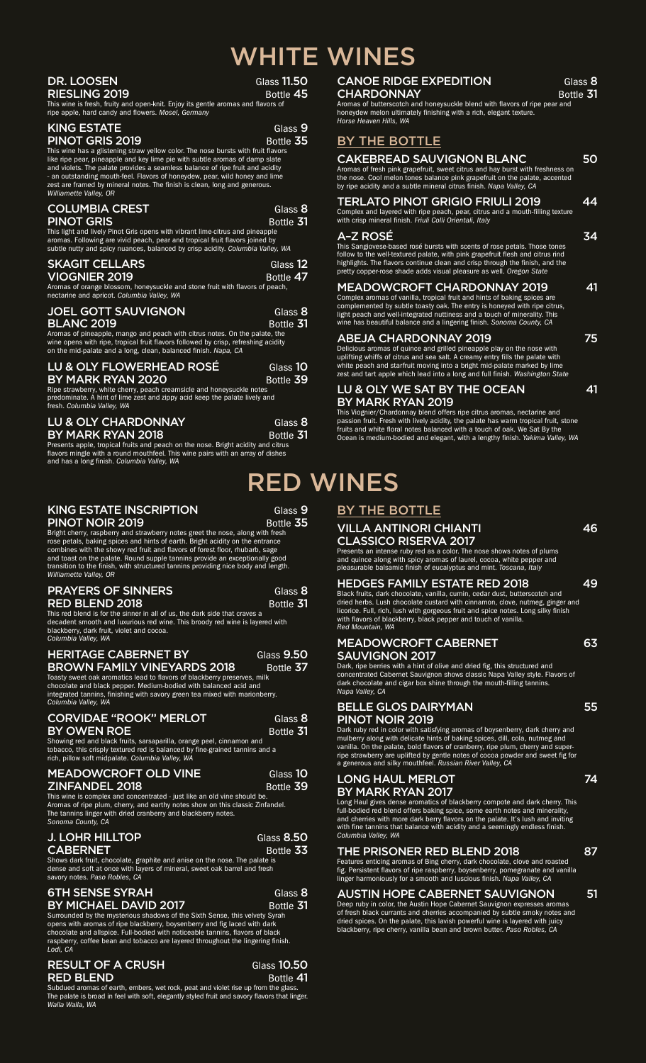# WHITE WINES

### DR. LOOSEN RIESLING 2019
Glass **11.50**
Bottle **45**

This wine is fresh, fruity and open-knit. Enjoy its gentle aromas and flavors of ripe apple, hard candy and flowers. *Mosel, Germany*

### KING ESTATE PINOT GRIS 2019
Glass **9**
Bottle **35**

This wine has a glistening straw yellow color. The nose bursts with fruit flavors like ripe pear, pineapple and key lime pie with subtle aromas of damp slate and violets. The palate provides a seamless balance of ripe fruit and acidity - an outstanding mouth-feel. Flavors of honeydew, pear, wild honey and lime zest are framed by mineral notes. The finish is clean, long and generous. *Williamette Valley, OR*

### COLUMBIA CREST PINOT GRIS
Glass **8**
Bottle **31**

This light and lively Pinot Gris opens with vibrant lime-citrus and pineapple aromas. Following are vivid peach, pear and tropical fruit flavors joined by subtle nutty and spicy nuances, balanced by crisp acidity. *Columbia Valley, WA*

### SKAGIT CELLARS VIOGNIER 2019
Glass **12**
Bottle **47**

Aromas of orange blossom, honeysuckle and stone fruit with flavors of peach, nectarine and apricot. *Columbia Valley, WA*

### JOEL GOTT SAUVIGNON BLANC 2019
Glass **8**
Bottle **31**

Aromas of pineapple, mango and peach with citrus notes. On the palate, the wine opens with ripe, tropical fruit flavors followed by crisp, refreshing acidity on the mid-palate and a long, clean, balanced finish. *Napa, CA*

### LU & OLY FLOWERHEAD ROSÉ BY MARK RYAN 2020
Glass **10**
Bottle **39**

Ripe strawberry, white cherry, peach creamsicle and honeysuckle notes predominate. A hint of lime zest and zippy acid keep the palate lively and fresh. *Columbia Valley, WA*

### LU & OLY CHARDONNAY BY MARK RYAN 2018
Glass **8**
Bottle **31**

Presents apple, tropical fruits and peach on the nose. Bright acidity and citrus flavors mingle with a round mouthfeel. This wine pairs with an array of dishes and has a long finish. *Columbia Valley, WA*

### CANOE RIDGE EXPEDITION CHARDONNAY
Glass **8**
Bottle **31**

Aromas of butterscotch and honeysuckle blend with flavors of ripe pear and honeydew melon ultimately finishing with a rich, elegant texture. *Horse Heaven Hills, WA*

## BY THE BOTTLE

### CAKEBREAD SAUVIGNON BLANC — 50
Aromas of fresh pink grapefruit, sweet citrus and hay burst with freshness on the nose. Cool melon tones balance pink grapefruit on the palate, accented by ripe acidity and a subtle mineral citrus finish. *Napa Valley, CA*

### TERLATO PINOT GRIGIO FRIULI 2019 — 44
Complex and layered with ripe peach, pear, citrus and a mouth-filling texture with crisp mineral finish. *Friuli Colli Orientali, Italy*

### A-Z ROSÉ — 34
This Sangiovese-based rosé bursts with scents of rose petals. Those tones follow to the well-textured palate, with pink grapefruit flesh and citrus rind highlights. The flavors continue clean and crisp through the finish, and the pretty copper-rose shade adds visual pleasure as well. *Oregon State*

### MEADOWCROFT CHARDONNAY 2019 — 41
Complex aromas of vanilla, tropical fruit and hints of baking spices are complemented by subtle toasty oak. The entry is honeyed with ripe citrus, light peach and well-integrated nuttiness and a touch of minerality. This wine has beautiful balance and a lingering finish. *Sonoma County, CA*

### ABEJA CHARDONNAY 2019 — 75
Delicious aromas of quince and grilled pineapple play on the nose with uplifting whiffs of citrus and sea salt. A creamy entry fills the palate with white peach and starfruit moving into a bright mid-palate marked by lime zest and tart apple which lead into a long and full finish. *Washington State*

### LU & OLY WE SAT BY THE OCEAN BY MARK RYAN 2019 — 41
This Viognier/Chardonnay blend offers ripe citrus aromas, nectarine and passion fruit. Fresh with lively acidity, the palate has warm tropical fruit, stone fruits and white floral notes balanced with a touch of oak. We Sat By the Ocean is medium-bodied and elegant, with a lengthy finish. *Yakima Valley, WA*

# RED WINES

### KING ESTATE INSCRIPTION PINOT NOIR 2019
Glass **9**
Bottle **35**

Bright cherry, raspberry and strawberry notes greet the nose, along with fresh rose petals, baking spices and hints of earth. Bright acidity on the entrance combines with the showy red fruit and flavors of forest floor, rhubarb, sage and toast on the palate. Round supple tannins provide an exceptionally good transition to the finish, with structured tannins providing nice body and length. *Williamette Valley, OR*

### PRAYERS OF SINNERS RED BLEND 2018
Glass **8**
Bottle **31**

This red blend is for the sinner in all of us, the dark side that craves a decadent smooth and luxurious red wine. This broody red wine is layered with blackberry, dark fruit, violet and cocoa. *Columbia Valley, WA*

### HERITAGE CABERNET BY BROWN FAMILY VINEYARDS 2018
Glass **9.50**
Bottle **37**

Toasty sweet oak aromatics lead to flavors of blackberry preserves, milk chocolate and black pepper. Medium-bodied with balanced acid and integrated tannins, finishing with savory green tea mixed with marionberry. *Columbia Valley, WA*

### CORVIDAE "ROOK" MERLOT BY OWEN ROE
Glass **8**
Bottle **31**

Showing red and black fruits, sarsaparilla, orange peel, cinnamon and tobacco, this crisply textured red is balanced by fine-grained tannins and a rich, pillowy soft midpalate. *Columbia Valley, WA*

### MEADOWCROFT OLD VINE ZINFANDEL 2018
Glass **10**
Bottle **39**

This wine is complex and concentrated - just like an old vine should be. Aromas of ripe plum, cherry, and earthy notes show on this classic Zinfandel. The tannins linger with dried cranberry and blackberry notes. *Sonoma County, CA*

### J. LOHR HILLTOP CABERNET
Glass **8.50**
Bottle **33**

Shows dark fruit, chocolate, graphite and anise on the nose. The palate is dense and soft at once with layers of mineral, sweet oak barrel and fresh savory notes. *Paso Robles, CA*

### 6TH SENSE SYRAH BY MICHAEL DAVID 2017
Glass **8**
Bottle **31**

Surrounded by the mysterious shadows of the Sixth Sense, this velvety Syrah opens with aromas of ripe blackberry, boysenberry and fig laced with dark chocolate and allspice. Full-bodied with noticeable tannins, flavors of black raspberry, coffee bean and tobacco are layered throughout the lingering finish. *Lodi, CA*

### RESULT OF A CRUSH RED BLEND
Glass **10.50**
Bottle **41**

Subdued aromas of earth, embers, wet rock, peat and violet rise up from the glass. The palate is broad in feel with soft, elegantly styled fruit and savory flavors that linger. *Walla Walla, WA*

## BY THE BOTTLE

### VILLA ANTINORI CHIANTI CLASSICO RISERVA 2017 — 46
Presents an intense ruby red as a color. The nose shows notes of plums and quince along with spicy aromas of laurel, cocoa, white pepper and pleasurable balsamic finish of eucalyptus and mint. *Toscana, Italy*

### HEDGES FAMILY ESTATE RED 2018 — 49
Black fruits, dark chocolate, vanilla, cumin, cedar dust, butterscotch and dried herbs. Lush chocolate custard with cinnamon, clove, nutmeg, ginger and licorice. Full, rich, lush with gorgeous fruit and spice notes. Long silky finish with flavors of blackberry, black pepper and touch of vanilla. *Red Mountain, WA*

### MEADOWCROFT CABERNET SAUVIGNON 2017 — 63
Dark, ripe berries with a hint of olive and dried fig, this structured and concentrated Cabernet Sauvignon shows classic Napa Valley style. Flavors of dark chocolate and cigar box shine through the mouth-filling tannins. *Napa Valley, CA*

### BELLE GLOS DAIRYMAN PINOT NOIR 2019 — 55
Dark ruby red in color with satisfying aromas of boysenberry, dark cherry and mulberry along with delicate hints of baking spices, dill, cola, nutmeg and vanilla. On the palate, bold flavors of cranberry, ripe plum, cherry and super-ripe strawberry are uplifted by gentle notes of cocoa powder and sweet fig for a generous and silky mouthfeel. *Russian River Valley, CA*

### LONG HAUL MERLOT BY MARK RYAN 2017 — 74
Long Haul gives dense aromatics of blackberry compote and dark cherry. This full-bodied red blend offers baking spice, some earth notes and minerality, and cherries with more dark berry flavors on the palate. It's lush and inviting with fine tannins that balance with acidity and a seemingly endless finish. *Columbia Valley, WA*

### THE PRISONER RED BLEND 2018 — 87
Features enticing aromas of Bing cherry, dark chocolate, clove and roasted fig. Persistent flavors of ripe raspberry, boysenberry, pomegranate and vanilla linger harmoniously for a smooth and luscious finish. *Napa Valley, CA*

### AUSTIN HOPE CABERNET SAUVIGNON — 51
Deep ruby in color, the Austin Hope Cabernet Sauvignon expresses aromas of fresh black currants and cherries accompanied by subtle smoky notes and dried spices. On the palate, this lavish powerful wine is layered with juicy blackberry, ripe cherry, vanilla bean and brown butter. *Paso Robles, CA*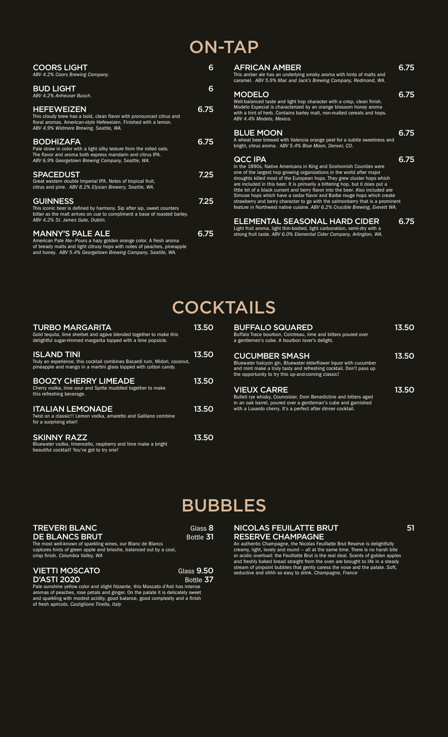# ON-TAP

### COORS LIGHT — 6
*ABV 4.2% Coors Brewing Company.*

### BUD LIGHT — 6
*ABV 4.2% Anheuser Busch.*

### HEFEWEIZEN — 6.75
This cloudy brew has a bold, clean flavor with pronounced citrus and floral aromas. American-style Hefeweizen. Finished with a lemon. *ABV 4.9% Widmere Brewing, Seattle, WA.*

### BODHIZAFA — 6.75
Pale straw in color with a light silky texture from the rolled oats. The flavor and aroma both express mandarin and citrus IPA. *ABV 6.9% Georgetown Brewing Company, Seattle, WA.*

### SPACEDUST — 7.25
Great western double Imperial IPA. Notes of tropical fruit, citrus and pine. *ABV 8.2% Elysian Brewery, Seattle, WA.*

### GUINNESS — 7.25
This iconic beer is defined by harmony. Sip after sip, sweet counters bitter as the malt arrives on cue to compliment a base of roasted barley. *ABV 4.2% St. James Gate, Dublin.*

### MANNY'S PALE ALE — 6.75
American Pale Ale--Pours a hazy golden orange color. A fresh aroma of bready malts and light citrusy hops with notes of peaches, pineapple and honey. *ABV 5.4% Georgetown Brewing Company, Seattle, WA.*

### AFRICAN AMBER — 6.75
This amber ale has an underlying smoky aroma with hints of malts and caramel. *ABV 5.9% Mac and Jack's Brewing Company, Redmond, WA.*

### MODELO — 6.75
Well-balanced taste and light hop character with a crisp, clean finish. Modelo Especial is characterized by an orange blossom honey aroma with a hint of herb. Contains barley malt, non-malted cereals and hops. *ABV 4.4% Modelo, Mexico.*

### BLUE MOON — 6.75
A wheat beer brewed with Valencia orange peel for a subtle sweetness and bright, citrus aroma. *ABV 5.4% Blue Moon, Denver, CO.*

### QCC IPA — 6.75
In the 1890s, Native Americans in King and Snohomish Counties were one of the largest hop growing organizations in the world after major droughts killed most of the European hops. They grew cluster hops which are included in this beer. It is primarily a bittering hop, but it does put a little bit of a black currant and berry flavor into the beer. Also included are Simcoe hops which have a cedar flavor and Barbe rouge hops which create strawberry and berry character to go with the salmonberry that is a prominent feature in Northwest native cuisine. *ABV 6.2% Crucible Brewing, Everett WA.*

### ELEMENTAL SEASONAL HARD CIDER — 6.75
Light fruit aroma, light thin-bodied, light carbonation, semi-dry with a strong fruit taste. *ABV 6.0% Elemental Cider Company, Arlington, WA.*

# COCKTAILS

### TURBO MARGARITA — 13.50
Gold tequila, lime sherbet and agave blended together to make this delightful sugar-rimmed margarita topped with a lime popsicle.

### ISLAND TINI — 13.50
Truly an experience, this cocktail combines Bacardi rum, Midori, coconut, pineapple and mango in a martini glass topped with cotton candy.

### BOOZY CHERRY LIMEADE — 13.50
Cherry vodka, lime sour and Sprite muddled together to make this refreshing beverage.

### ITALIAN LEMONADE — 13.50
Twist on a classic!! Lemon vodka, amaretto and Galliano combine for a surprising elixir!

### SKINNY RAZZ — 13.50
Bluewater vodka, limencello, raspberry and lime make a bright beautiful cocktail! You've got to try one!

### BUFFALO SQUARED — 13.50
Buffalo Trace bourbon, Cointreau, lime and bitters poured over a gentlemen's cube. A bourbon lover's delight.

### CUCUMBER SMASH — 13.50
Bluewater halcyon gin, Bluewater elderflower liquor with cucumber and mint make a truly tasty and refreshing cocktail. Don't pass up the opportunity to try this up-and-coming classic!

### VIEUX CARRE — 13.50
Bulleit rye whisky, Courvoisier, Dom Benedictine and bitters aged in an oak barrel, poured over a gentleman's cube and garnished with a Luxardo cherry. It's a perfect after dinner cocktail.

# BUBBLES

### TREVERI BLANC DE BLANCS BRUT — Glass 8 / Bottle 31
The most well-known of sparkling wines, our Blanc de Blancs captures hints of green apple and brioche, balanced out by a cool, crisp finish. *Columbia Valley, WA*

### VIETTI MOSCATO D'ASTI 2020 — Glass 9.50 / Bottle 37
Pale sunshine yellow color and slight frizzante, this Moscato d'Asti has intense aromas of peaches, rose petals and ginger. On the palate it is delicately sweet and sparkling with modest acidity, good balance, good complexity and a finish of fresh apricots. *Castiglione Tinella, Italy*

### NICOLAS FEUILATTE BRUT RESERVE CHAMPAGNE — 51
An authentic Champagne, the Nicolas Feuillatte Brut Reserve is delightfully creamy, light, lovely and round -- all at the same time. There is no harsh bite or acidic overload: the Feuillatte Brut is the real deal. Scents of golden apples and freshly baked bread straight from the oven are brought to life in a steady stream of pinpoint bubbles that gently caress the nose and the palate. Soft, seductive and ohhh so easy to drink. *Champagne, France*